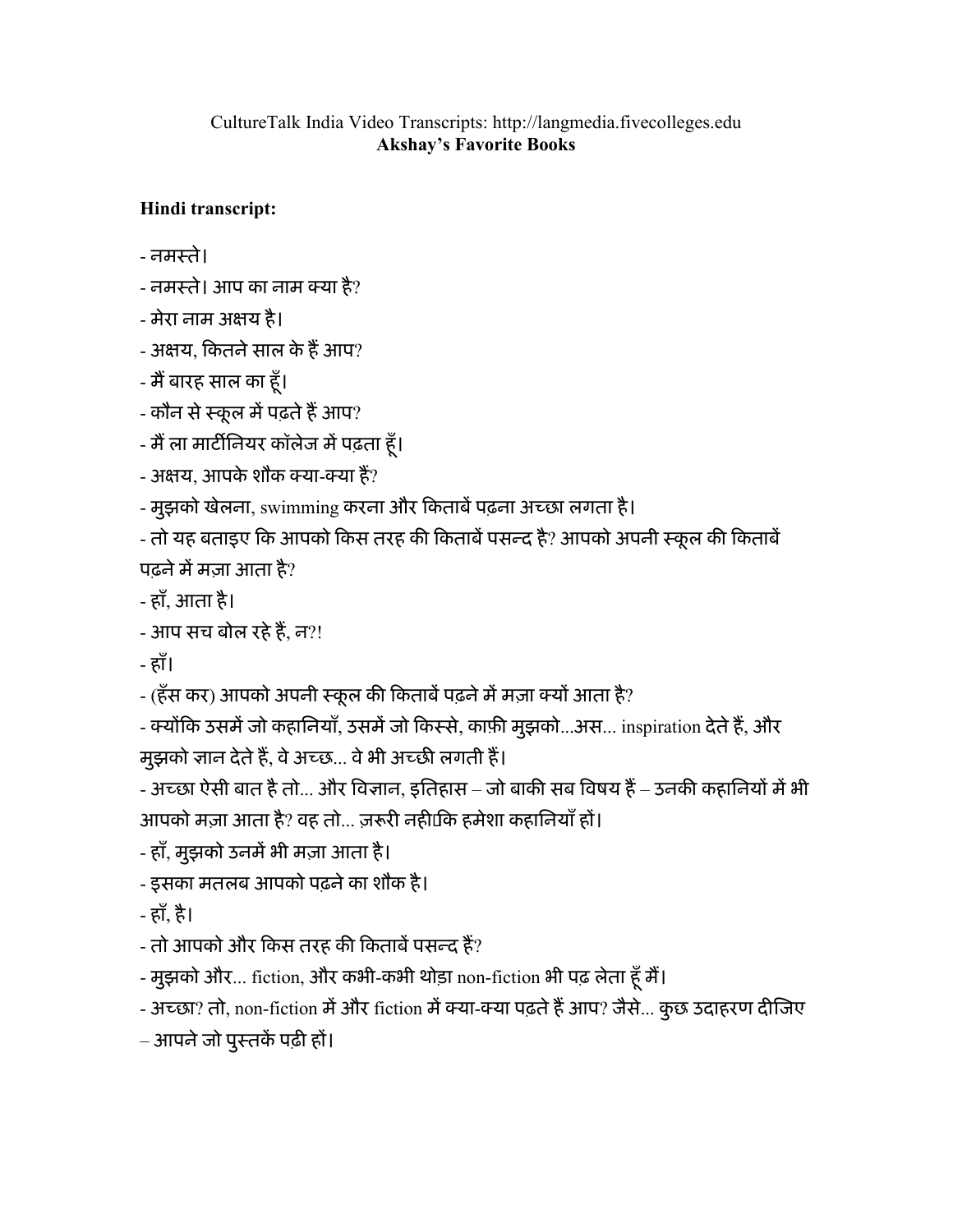CultureTalk India Video Transcripts: http://langmedia.fivecolleges.edu

**Akshay's Favorite Books**

**Hindi transcript:**

- नमस्ते।
- नमस्ते। आप का नाम क्या है?
- मेरा नाम अक्षय है।
- अक्षय, कितने साल के हैं आप?
- मैं बारह साल का हूँ।
- कौन से स्कूल में पढ़ते हैं आप?
- मैं ला मार्टीनियर कॉलेज में पढ़ता हूँ।
- अक्षय, आपके शौक क्या-क्या हैं?
- मुझको खेलना, swimming करना और किताबें पढ़ना अच्छा लगता है।
- तो यह बताइए कि आपको किस तरह की किताबें पसन्द है? आपको अपनी स्कूल की किताबें पढ़ने में मज़ा आता है?
- हाँ, आता है।
- आप सच बोल रहे हैं, न?!
- हाँ।
- (हँस कर) आपको अपनी स्कूल की किताबें पढ़ने में मज़ा क्यों आता है?
- क्योंकि उसमें जो कहानियाँ, उसमें जो किस्से, काफ़ी मुझको...अस... inspiration देते हैं, और मुझको ज्ञान देते हैं, वे अच्छ... वे भी अच्छी लगती हैं।
- अच्छा ऐसी बात है तो... और विज्ञान, इतिहास – जो बाकी सब विषय हैं – उनकी कहानियों में भी आपको मज़ा आता है? वह तो... ज़रूरी नहीं कि हमेशा कहानियाँ हों।
- हाँ, मुझको उनमें भी मज़ा आता है।
- इसका मतलब आपको पढ़ने का शौक है।
- हाँ, है।
- तो आपको और किस तरह की किताबें पसन्द हैं?
- मुझको और... fiction, और कभी-कभी थोड़ा non-fiction भी पढ़ लेता हूँ मैं।
- अच्छा? तो, non-fiction में और fiction में क्या-क्या पढ़ते हैं आप? जैसे... कुछ उदाहरण दीजिए – आपने जो पुस्तकें पढ़ी हों।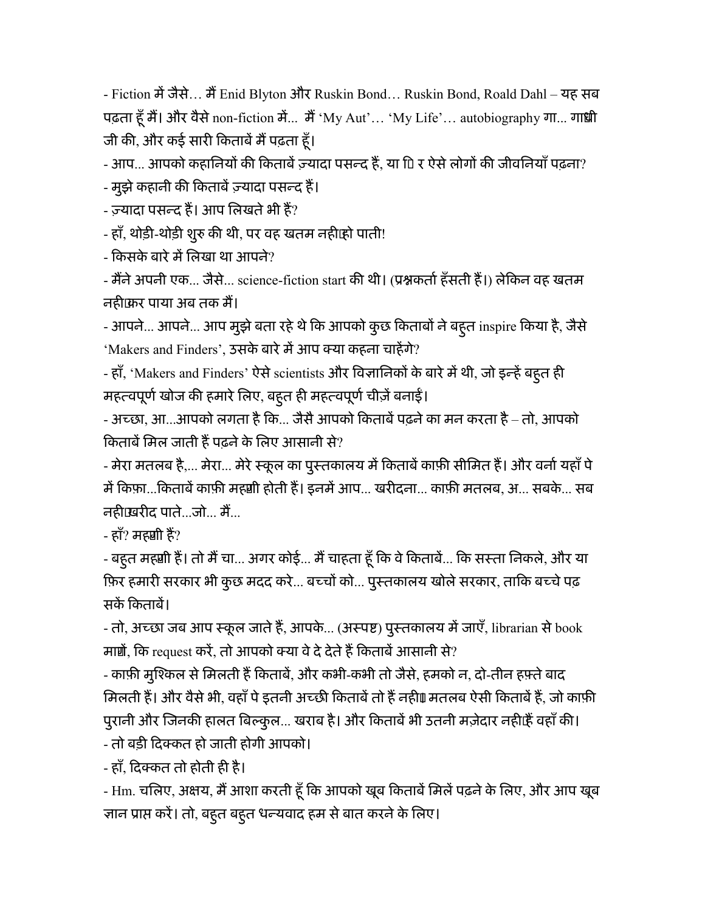- Fiction में जैसे… मैं Enid Blyton और Ruskin Bond… Ruskin Bond, Roald Dahl – यह सब पढ़ता हूँ मैं। और वैसे non-fiction में… मैं 'My Aut'… 'My Life'… autobiography गा... गाँधी जी की, और कई सारी किताबें मैं पढ़ता हूँ।

- आप... आपको कहानियों की किताबें ज़्यादा पसन्द हैं, या फि र ऐसे लोगों की जीवनियाँ पढ़ना?

- मुझे कहानी की किताबें ज़्यादा पसन्द हैं।

- ज़्यादा पसन्द हैं। आप लिखते भी हैं?

- हाँ, थोड़ी-थोड़ी शुरु की थी, पर वह खतम नहीं हो पाती!

- किसके बारे में लिखा था आपने?

- मैंने अपनी एक... जैसे... science-fiction start की थी। (प्रश्नकर्ता हँसती हैं।) लेकिन वह खतम नहीं कर पाया अब तक मैं।

- आपने... आपने... आप मुझे बता रहे थे कि आपको कुछ किताबों ने बहुत inspire किया है, जैसे 'Makers and Finders', उसके बारे में आप क्या कहना चाहेंगे?

- हाँ, 'Makers and Finders' ऐसे scientists और विज्ञानिकों के बारे में थी, जो इन्हें बहुत ही महत्वपूर्ण खोज की हमारे लिए, बहुत ही महत्वपूर्ण चीज़ें बनाईं।

- अच्छा, आ...आपको लगता है कि... जैसे आपको किताबें पढ़ने का मन करता है – तो, आपको किताबें मिल जाती हैं पढ़ने के लिए आसानी से?

- मेरा मतलब है,... मेरा... मेरे स्कूल का पुस्तकालय में किताबें काफ़ी सीमित हैं। और वर्ना यहाँ पे में किफ़ा...किताबें काफ़ी महँगी होती हैं। इनमें आप... खरीदना... काफ़ी मतलब, अ... सबके... सब नहीं खरीद पाते...जो... मैं...

- हाँ? महँगी हैं?

- बहुत महँगी हैं। तो मैं चा... अगर कोई... मैं चाहता हूँ कि वे किताबें... कि सस्ता निकले, और या फ़िर हमारी सरकार भी कुछ मदद करे... बच्चों को... पुस्तकालय खोले सरकार, ताकि बच्चे पढ़ सकें किताबें।

- तो, अच्छा जब आप स्कूल जाते हैं, आपके... (अस्पष्ट) पुस्तकालय में जाएँ, librarian से book माँगें, कि request करें, तो आपको क्या वे दे देते हैं किताबें आसानी से?

- काफ़ी मुश्किल से मिलती हैं किताबें, और कभी-कभी तो जैसे, हमको न, दो-तीन हफ़्ते बाद मिलती हैं। और वैसे भी, वहाँ पे इतनी अच्छी किताबें तो हैं नहीं। मतलब ऐसी किताबें हैं, जो काफ़ी पुरानी और जिनकी हालत बिल्कुल... खराब है। और किताबें भी उतनी मज़ेदार नहीं हैं वहाँ की।

- तो बड़ी दिक्कत हो जाती होगी आपको।

- हाँ, दिक्कत तो होती ही है।

- Hm. चलिए, अक्षय, मैं आशा करती हूँ कि आपको खूब किताबें मिलें पढ़ने के लिए, और आप खूब ज्ञान प्राप्त करें। तो, बहुत बहुत धन्यवाद हम से बात करने के लिए।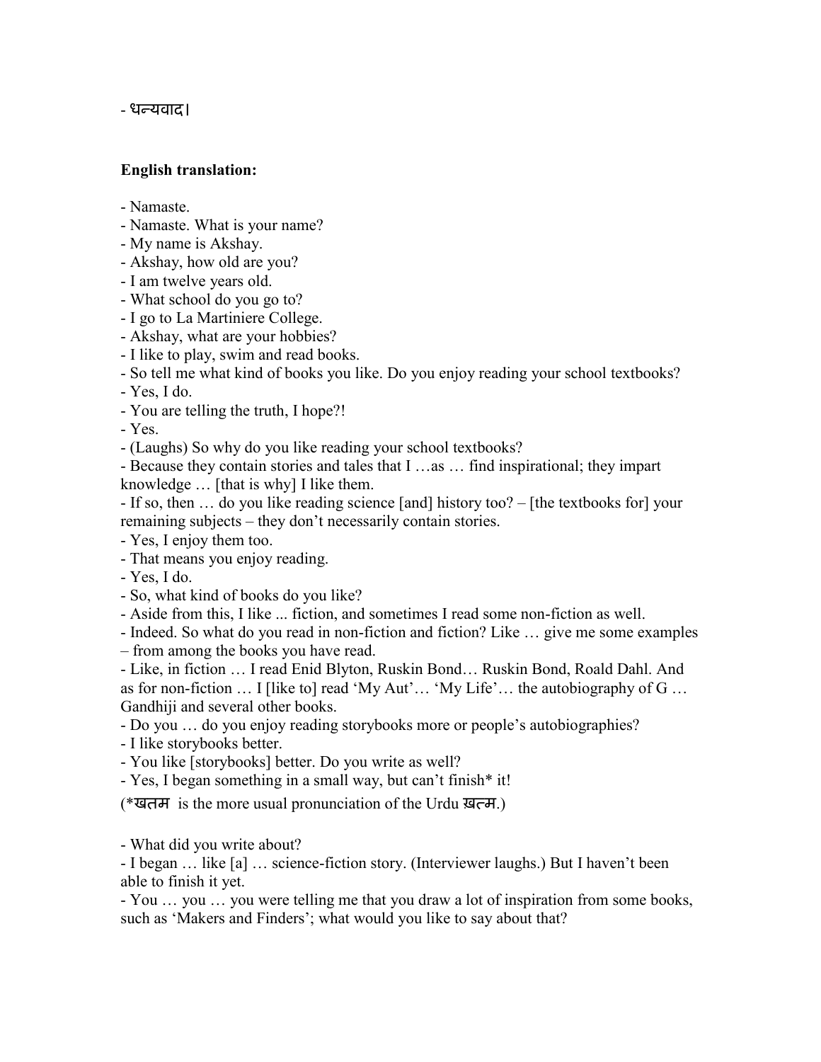- धन्यवाद।

**English translation:**

- Namaste.
- Namaste. What is your name?
- My name is Akshay.
- Akshay, how old are you?
- I am twelve years old.
- What school do you go to?
- I go to La Martiniere College.
- Akshay, what are your hobbies?
- I like to play, swim and read books.
- So tell me what kind of books you like. Do you enjoy reading your school textbooks?
- Yes, I do.
- You are telling the truth, I hope?!
- Yes.
- (Laughs) So why do you like reading your school textbooks?
- Because they contain stories and tales that I …as … find inspirational; they impart knowledge … [that is why] I like them.
- If so, then … do you like reading science [and] history too? – [the textbooks for] your remaining subjects – they don't necessarily contain stories.
- Yes, I enjoy them too.
- That means you enjoy reading.
- Yes, I do.
- So, what kind of books do you like?
- Aside from this, I like ... fiction, and sometimes I read some non-fiction as well.
- Indeed. So what do you read in non-fiction and fiction? Like … give me some examples – from among the books you have read.
- Like, in fiction … I read Enid Blyton, Ruskin Bond… Ruskin Bond, Roald Dahl. And as for non-fiction … I [like to] read 'My Aut'… 'My Life'… the autobiography of G … Gandhiji and several other books.
- Do you … do you enjoy reading storybooks more or people's autobiographies?
- I like storybooks better.
- You like [storybooks] better. Do you write as well?
- Yes, I began something in a small way, but can't finish* it!

(*खतम is the more usual pronunciation of the Urdu ख़त्म.)

- What did you write about?
- I began … like [a] … science-fiction story. (Interviewer laughs.) But I haven't been able to finish it yet.
- You … you … you were telling me that you draw a lot of inspiration from some books, such as 'Makers and Finders'; what would you like to say about that?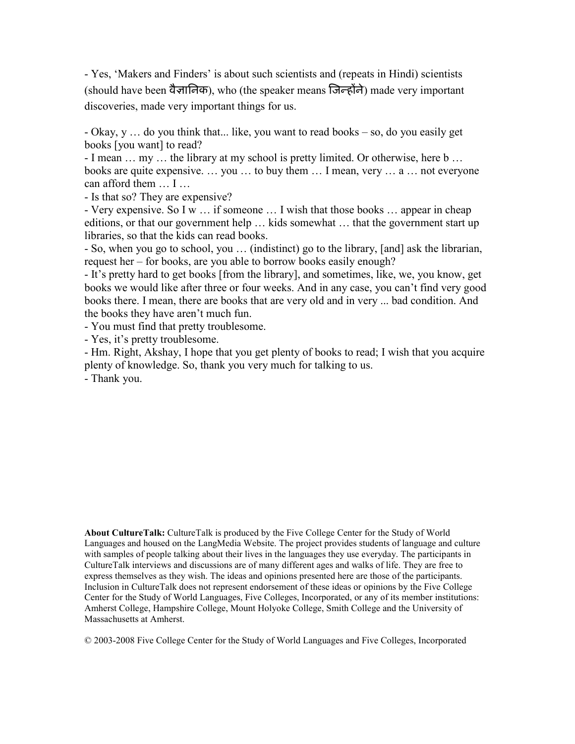- Yes, 'Makers and Finders' is about such scientists and (repeats in Hindi) scientists (should have been वैज्ञानिक), who (the speaker means जिन्होंने) made very important discoveries, made very important things for us.

- Okay, y … do you think that... like, you want to read books – so, do you easily get books [you want] to read?
- I mean … my … the library at my school is pretty limited. Or otherwise, here b … books are quite expensive. … you … to buy them … I mean, very … a … not everyone can afford them … I …
- Is that so? They are expensive?
- Very expensive. So I w … if someone … I wish that those books … appear in cheap editions, or that our government help … kids somewhat … that the government start up libraries, so that the kids can read books.
- So, when you go to school, you … (indistinct) go to the library, [and] ask the librarian, request her – for books, are you able to borrow books easily enough?
- It's pretty hard to get books [from the library], and sometimes, like, we, you know, get books we would like after three or four weeks. And in any case, you can't find very good books there. I mean, there are books that are very old and in very ... bad condition. And the books they have aren't much fun.
- You must find that pretty troublesome.
- Yes, it's pretty troublesome.
- Hm. Right, Akshay, I hope that you get plenty of books to read; I wish that you acquire plenty of knowledge. So, thank you very much for talking to us.
- Thank you.

**About CultureTalk:** CultureTalk is produced by the Five College Center for the Study of World Languages and housed on the LangMedia Website. The project provides students of language and culture with samples of people talking about their lives in the languages they use everyday. The participants in CultureTalk interviews and discussions are of many different ages and walks of life. They are free to express themselves as they wish. The ideas and opinions presented here are those of the participants. Inclusion in CultureTalk does not represent endorsement of these ideas or opinions by the Five College Center for the Study of World Languages, Five Colleges, Incorporated, or any of its member institutions: Amherst College, Hampshire College, Mount Holyoke College, Smith College and the University of Massachusetts at Amherst.

© 2003-2008 Five College Center for the Study of World Languages and Five Colleges, Incorporated